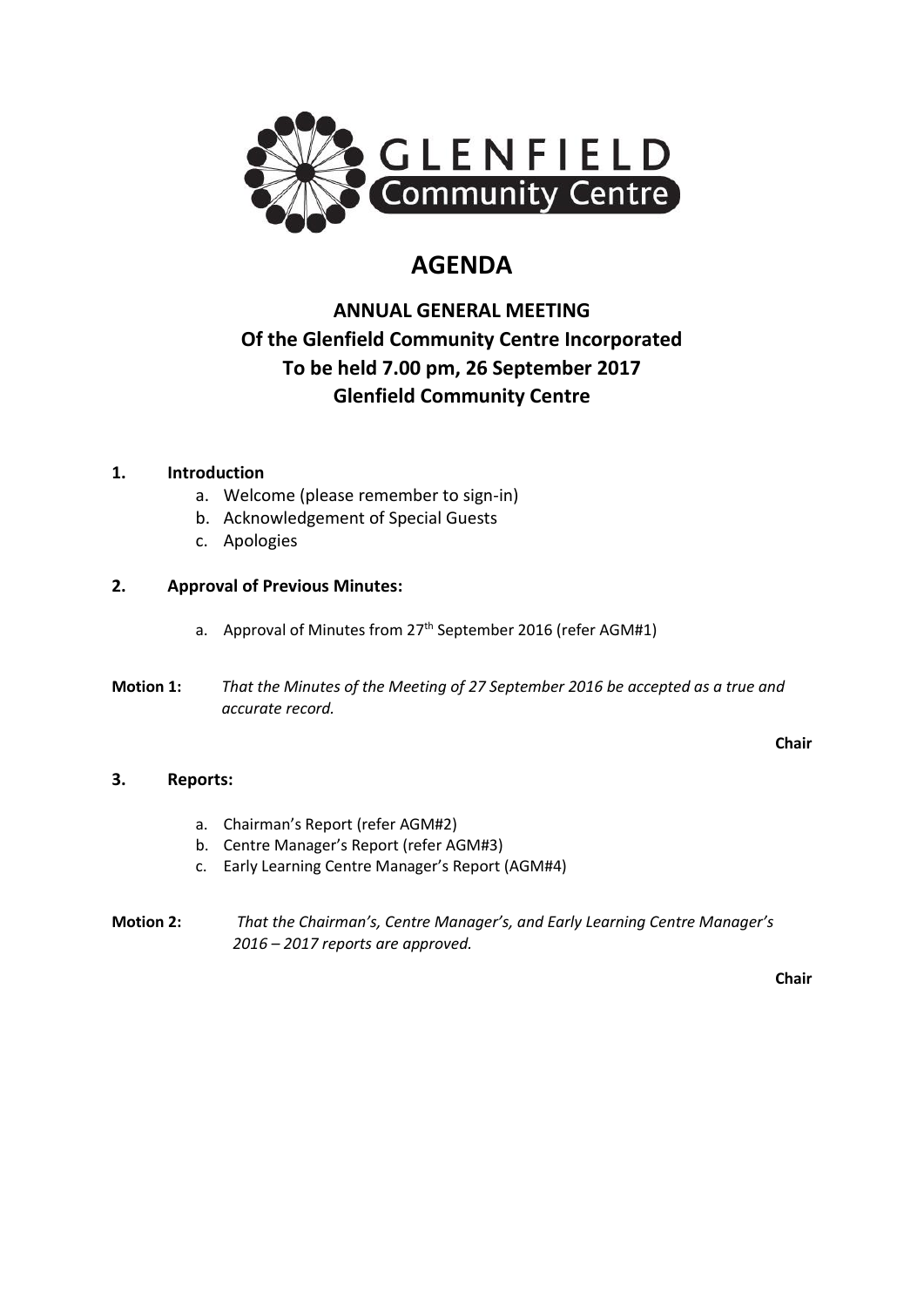GLENFIELD
Community Centre

# AGENDA

## ANNUAL GENERAL MEETING
## Of the Glenfield Community Centre Incorporated
## To be held 7.00 pm, 26 September 2017
## Glenfield Community Centre

**1. Introduction**

a. Welcome (please remember to sign-in)
b. Acknowledgement of Special Guests
c. Apologies

**2. Approval of Previous Minutes:**

a. Approval of Minutes from 27th September 2016 (refer AGM#1)

**Motion 1:** *That the Minutes of the Meeting of 27 September 2016 be accepted as a true and accurate record.*

**Chair**

**3. Reports:**

a. Chairman's Report (refer AGM#2)
b. Centre Manager's Report (refer AGM#3)
c. Early Learning Centre Manager's Report (AGM#4)

**Motion 2:** *That the Chairman's, Centre Manager's, and Early Learning Centre Manager's 2016 – 2017 reports are approved.*

**Chair**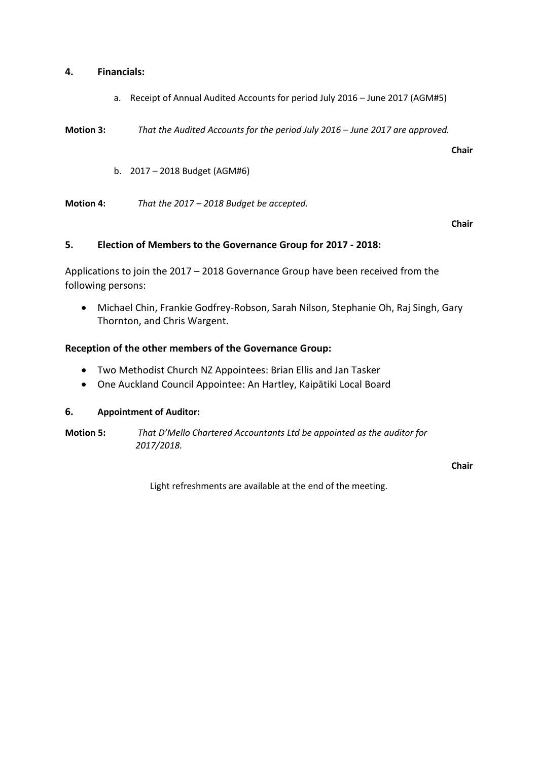## 4. Financials:

a. Receipt of Annual Audited Accounts for period July 2016 – June 2017 (AGM#5)

**Motion 3:** *That the Audited Accounts for the period July 2016 – June 2017 are approved.*

**Chair**

b. 2017 – 2018 Budget (AGM#6)

**Motion 4:** *That the 2017 – 2018 Budget be accepted.*

**Chair**

## 5. Election of Members to the Governance Group for 2017 - 2018:

Applications to join the 2017 – 2018 Governance Group have been received from the following persons:

- Michael Chin, Frankie Godfrey-Robson, Sarah Nilson, Stephanie Oh, Raj Singh, Gary Thornton, and Chris Wargent.

### Reception of the other members of the Governance Group:

- Two Methodist Church NZ Appointees: Brian Ellis and Jan Tasker
- One Auckland Council Appointee: An Hartley, Kaipātiki Local Board

## 6. Appointment of Auditor:

**Motion 5:** *That D'Mello Chartered Accountants Ltd be appointed as the auditor for 2017/2018.*

**Chair**

Light refreshments are available at the end of the meeting.